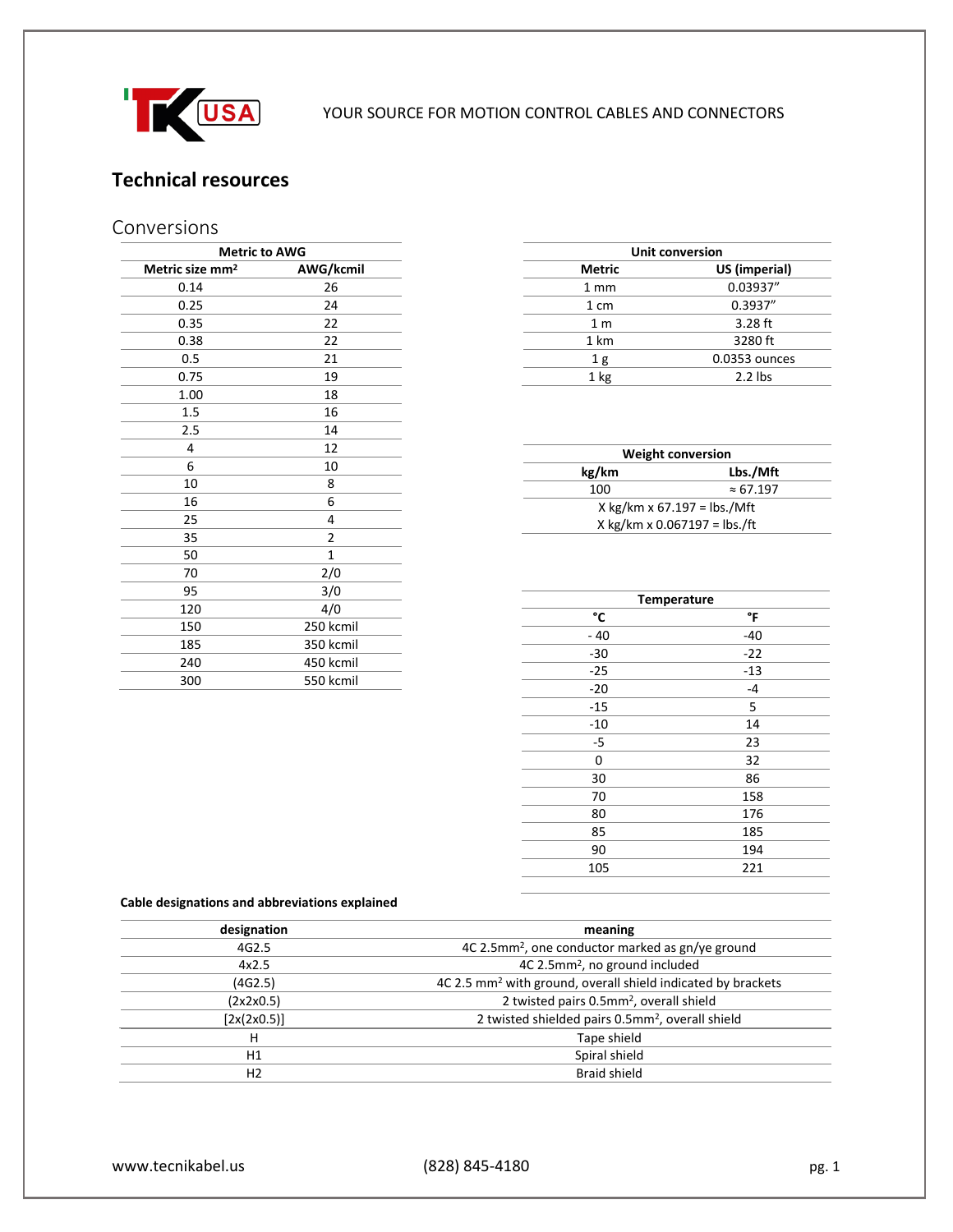YOUR SOURCE FOR MOTION CONTROL CABLES AND CONNECTORS

# Technical resources

## Conversions

| Metric to AWG | |
|---|---|
| **Metric size mm²** | **AWG/kcmil** |
| 0.14 | 26 |
| 0.25 | 24 |
| 0.35 | 22 |
| 0.38 | 22 |
| 0.5 | 21 |
| 0.75 | 19 |
| 1.00 | 18 |
| 1.5 | 16 |
| 2.5 | 14 |
| 4 | 12 |
| 6 | 10 |
| 10 | 8 |
| 16 | 6 |
| 25 | 4 |
| 35 | 2 |
| 50 | 1 |
| 70 | 2/0 |
| 95 | 3/0 |
| 120 | 4/0 |
| 150 | 250 kcmil |
| 185 | 350 kcmil |
| 240 | 450 kcmil |
| 300 | 550 kcmil |

| Unit conversion | |
|---|---|
| **Metric** | **US (imperial)** |
| 1 mm | 0.03937" |
| 1 cm | 0.3937" |
| 1 m | 3.28 ft |
| 1 km | 3280 ft |
| 1 g | 0.0353 ounces |
| 1 kg | 2.2 lbs |

| Weight conversion | |
|---|---|
| **kg/km** | **Lbs./Mft** |
| 100 | ≈ 67.197 |
| X kg/km x 67.197 = lbs./Mft | |
| X kg/km x 0.067197 = lbs./ft | |

| Temperature | |
|---|---|
| **°C** | **°F** |
| - 40 | -40 |
| -30 | -22 |
| -25 | -13 |
| -20 | -4 |
| -15 | 5 |
| -10 | 14 |
| -5 | 23 |
| 0 | 32 |
| 30 | 86 |
| 70 | 158 |
| 80 | 176 |
| 85 | 185 |
| 90 | 194 |
| 105 | 221 |

**Cable designations and abbreviations explained**

| designation | meaning |
|---|---|
| 4G2.5 | 4C 2.5mm², one conductor marked as gn/ye ground |
| 4x2.5 | 4C 2.5mm², no ground included |
| (4G2.5) | 4C 2.5 mm² with ground, overall shield indicated by brackets |
| (2x2x0.5) | 2 twisted pairs 0.5mm², overall shield |
| [2x(2x0.5)] | 2 twisted shielded pairs 0.5mm², overall shield |
| H | Tape shield |
| H1 | Spiral shield |
| H2 | Braid shield |

www.tecnikabel.us (828) 845-4180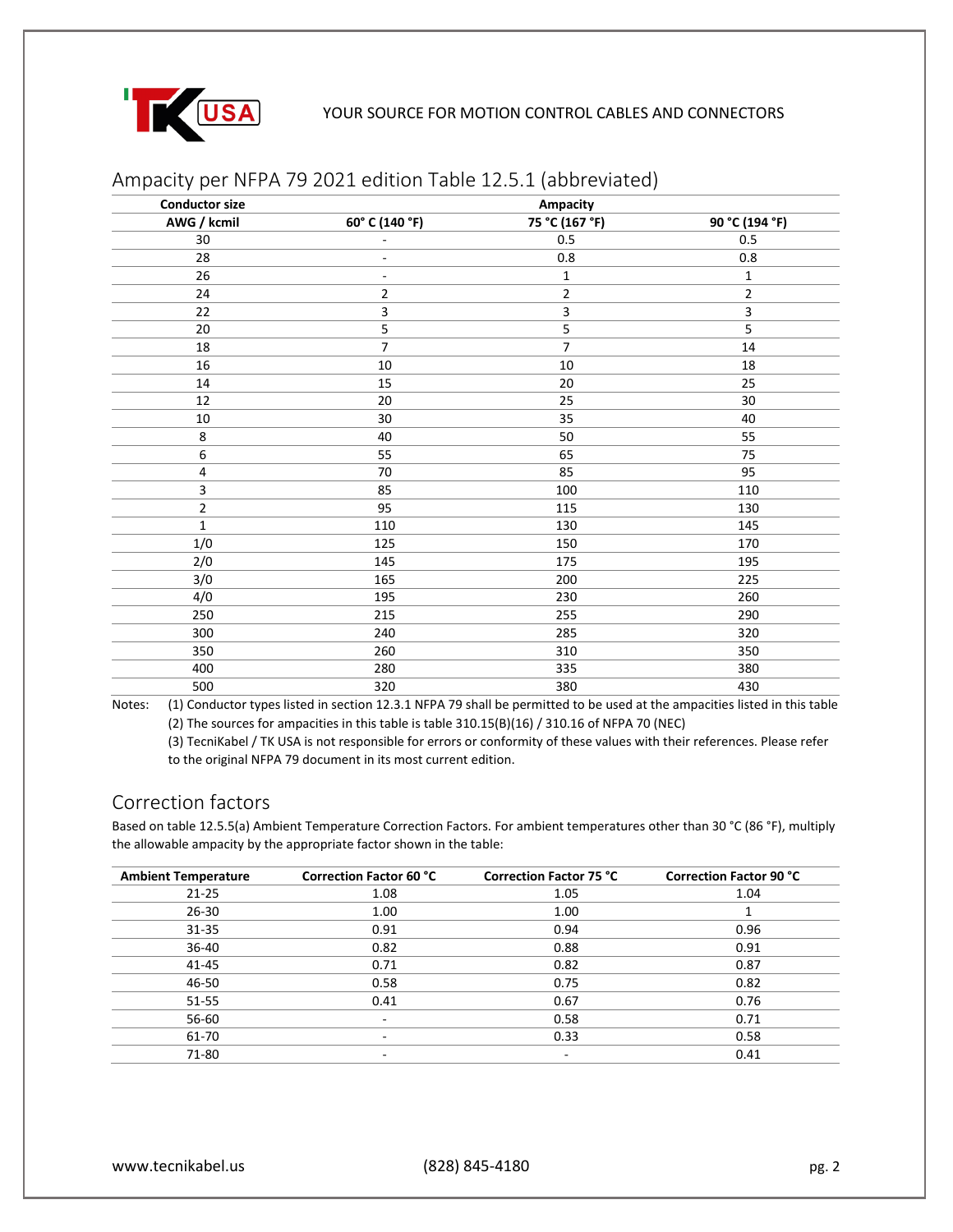## Ampacity per NFPA 79 2021 edition Table 12.5.1 (abbreviated)

| Conductor size | Ampacity | | |
|---|---|---|---|
| AWG / kcmil | 60° C (140 °F) | 75 °C (167 °F) | 90 °C (194 °F) |
| 30 | - | 0.5 | 0.5 |
| 28 | - | 0.8 | 0.8 |
| 26 | - | 1 | 1 |
| 24 | 2 | 2 | 2 |
| 22 | 3 | 3 | 3 |
| 20 | 5 | 5 | 5 |
| 18 | 7 | 7 | 14 |
| 16 | 10 | 10 | 18 |
| 14 | 15 | 20 | 25 |
| 12 | 20 | 25 | 30 |
| 10 | 30 | 35 | 40 |
| 8 | 40 | 50 | 55 |
| 6 | 55 | 65 | 75 |
| 4 | 70 | 85 | 95 |
| 3 | 85 | 100 | 110 |
| 2 | 95 | 115 | 130 |
| 1 | 110 | 130 | 145 |
| 1/0 | 125 | 150 | 170 |
| 2/0 | 145 | 175 | 195 |
| 3/0 | 165 | 200 | 225 |
| 4/0 | 195 | 230 | 260 |
| 250 | 215 | 255 | 290 |
| 300 | 240 | 285 | 320 |
| 350 | 260 | 310 | 350 |
| 400 | 280 | 335 | 380 |
| 500 | 320 | 380 | 430 |

Notes:
(1) Conductor types listed in section 12.3.1 NFPA 79 shall be permitted to be used at the ampacities listed in this table
(2) The sources for ampacities in this table is table 310.15(B)(16) / 310.16 of NFPA 70 (NEC)
(3) TecniKabel / TK USA is not responsible for errors or conformity of these values with their references. Please refer to the original NFPA 79 document in its most current edition.

## Correction factors

Based on table 12.5.5(a) Ambient Temperature Correction Factors. For ambient temperatures other than 30 °C (86 °F), multiply the allowable ampacity by the appropriate factor shown in the table:

| Ambient Temperature | Correction Factor 60 °C | Correction Factor 75 °C | Correction Factor 90 °C |
|---|---|---|---|
| 21-25 | 1.08 | 1.05 | 1.04 |
| 26-30 | 1.00 | 1.00 | 1 |
| 31-35 | 0.91 | 0.94 | 0.96 |
| 36-40 | 0.82 | 0.88 | 0.91 |
| 41-45 | 0.71 | 0.82 | 0.87 |
| 46-50 | 0.58 | 0.75 | 0.82 |
| 51-55 | 0.41 | 0.67 | 0.76 |
| 56-60 | - | 0.58 | 0.71 |
| 61-70 | - | 0.33 | 0.58 |
| 71-80 | - | - | 0.41 |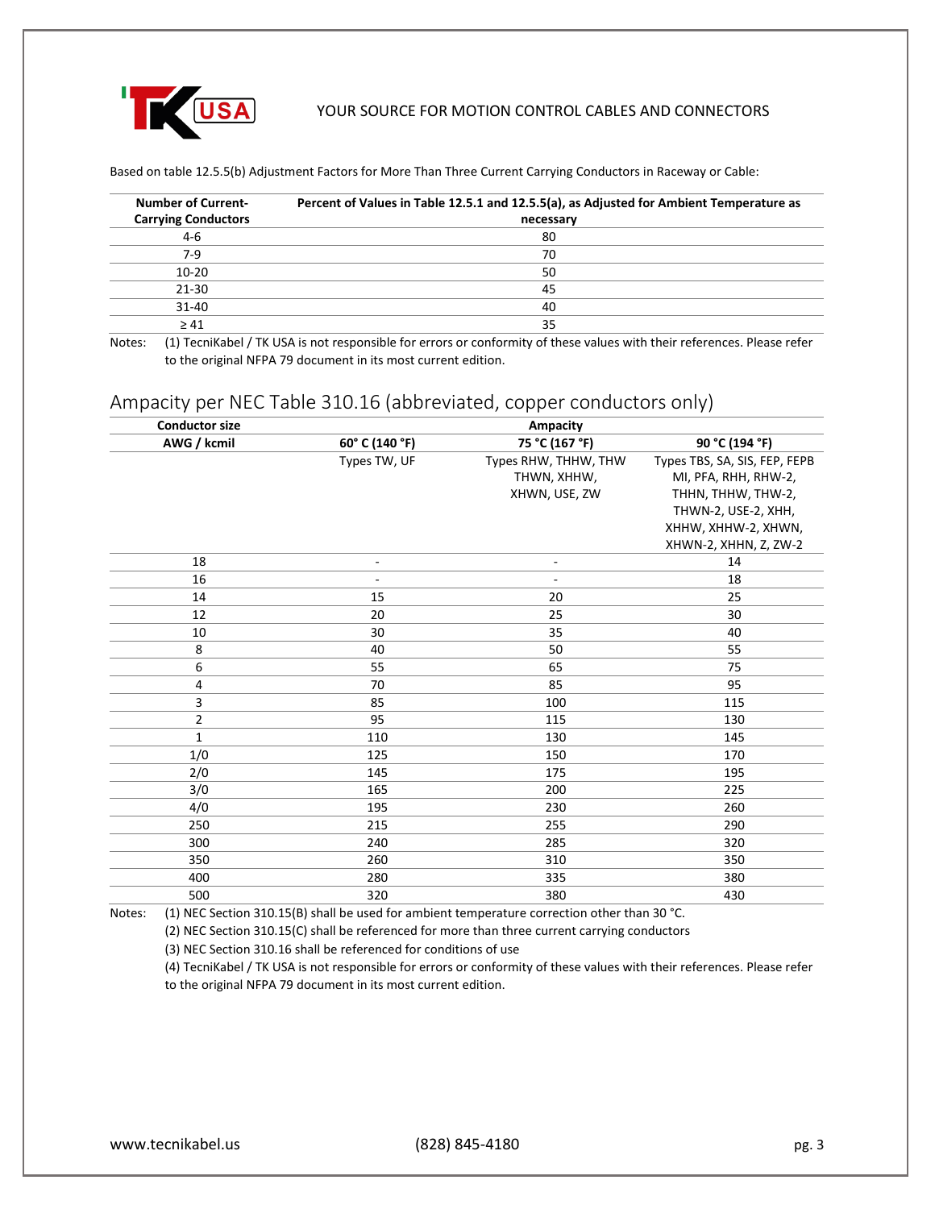Based on table 12.5.5(b) Adjustment Factors for More Than Three Current Carrying Conductors in Raceway or Cable:

| Number of Current-Carrying Conductors | Percent of Values in Table 12.5.1 and 12.5.5(a), as Adjusted for Ambient Temperature as necessary |
|---|---|
| 4-6 | 80 |
| 7-9 | 70 |
| 10-20 | 50 |
| 21-30 | 45 |
| 31-40 | 40 |
| ≥ 41 | 35 |

Notes: (1) TecniKabel / TK USA is not responsible for errors or conformity of these values with their references. Please refer to the original NFPA 79 document in its most current edition.

## Ampacity per NEC Table 310.16 (abbreviated, copper conductors only)

| Conductor size | Ampacity | | |
|---|---|---|---|
| AWG / kcmil | 60° C (140 °F) | 75 °C (167 °F) | 90 °C (194 °F) |
| | Types TW, UF | Types RHW, THHW, THW THWN, XHHW, XHWN, USE, ZW | Types TBS, SA, SIS, FEP, FEPB MI, PFA, RHH, RHW-2, THHN, THHW, THW-2, THWN-2, USE-2, XHH, XHHW, XHHW-2, XHWN, XHWN-2, XHHN, Z, ZW-2 |
| 18 | - | - | 14 |
| 16 | - | - | 18 |
| 14 | 15 | 20 | 25 |
| 12 | 20 | 25 | 30 |
| 10 | 30 | 35 | 40 |
| 8 | 40 | 50 | 55 |
| 6 | 55 | 65 | 75 |
| 4 | 70 | 85 | 95 |
| 3 | 85 | 100 | 115 |
| 2 | 95 | 115 | 130 |
| 1 | 110 | 130 | 145 |
| 1/0 | 125 | 150 | 170 |
| 2/0 | 145 | 175 | 195 |
| 3/0 | 165 | 200 | 225 |
| 4/0 | 195 | 230 | 260 |
| 250 | 215 | 255 | 290 |
| 300 | 240 | 285 | 320 |
| 350 | 260 | 310 | 350 |
| 400 | 280 | 335 | 380 |
| 500 | 320 | 380 | 430 |

Notes: (1) NEC Section 310.15(B) shall be used for ambient temperature correction other than 30 °C.
(2) NEC Section 310.15(C) shall be referenced for more than three current carrying conductors
(3) NEC Section 310.16 shall be referenced for conditions of use
(4) TecniKabel / TK USA is not responsible for errors or conformity of these values with their references. Please refer to the original NFPA 79 document in its most current edition.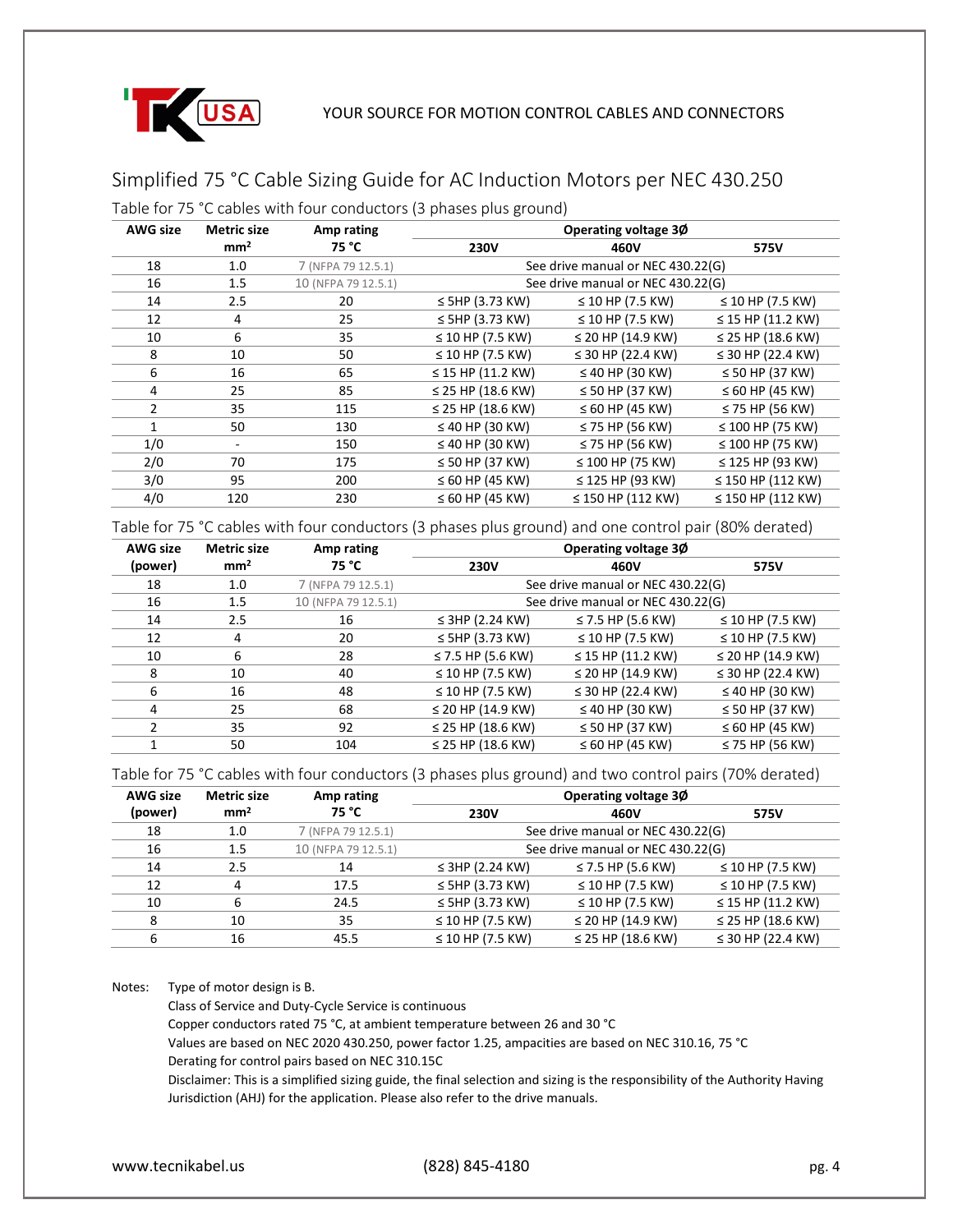## Simplified 75 °C Cable Sizing Guide for AC Induction Motors per NEC 430.250

### Table for 75 °C cables with four conductors (3 phases plus ground)

| AWG size | Metric size mm² | Amp rating 75 °C | Operating voltage 3Ø | | |
|---|---|---|---|---|---|
| | | | 230V | 460V | 575V |
| 18 | 1.0 | 7 (NFPA 79 12.5.1) | See drive manual or NEC 430.22(G) | | |
| 16 | 1.5 | 10 (NFPA 79 12.5.1) | See drive manual or NEC 430.22(G) | | |
| 14 | 2.5 | 20 | ≤ 5HP (3.73 KW) | ≤ 10 HP (7.5 KW) | ≤ 10 HP (7.5 KW) |
| 12 | 4 | 25 | ≤ 5HP (3.73 KW) | ≤ 10 HP (7.5 KW) | ≤ 15 HP (11.2 KW) |
| 10 | 6 | 35 | ≤ 10 HP (7.5 KW) | ≤ 20 HP (14.9 KW) | ≤ 25 HP (18.6 KW) |
| 8 | 10 | 50 | ≤ 10 HP (7.5 KW) | ≤ 30 HP (22.4 KW) | ≤ 30 HP (22.4 KW) |
| 6 | 16 | 65 | ≤ 15 HP (11.2 KW) | ≤ 40 HP (30 KW) | ≤ 50 HP (37 KW) |
| 4 | 25 | 85 | ≤ 25 HP (18.6 KW) | ≤ 50 HP (37 KW) | ≤ 60 HP (45 KW) |
| 2 | 35 | 115 | ≤ 25 HP (18.6 KW) | ≤ 60 HP (45 KW) | ≤ 75 HP (56 KW) |
| 1 | 50 | 130 | ≤ 40 HP (30 KW) | ≤ 75 HP (56 KW) | ≤ 100 HP (75 KW) |
| 1/0 | - | 150 | ≤ 40 HP (30 KW) | ≤ 75 HP (56 KW) | ≤ 100 HP (75 KW) |
| 2/0 | 70 | 175 | ≤ 50 HP (37 KW) | ≤ 100 HP (75 KW) | ≤ 125 HP (93 KW) |
| 3/0 | 95 | 200 | ≤ 60 HP (45 KW) | ≤ 125 HP (93 KW) | ≤ 150 HP (112 KW) |
| 4/0 | 120 | 230 | ≤ 60 HP (45 KW) | ≤ 150 HP (112 KW) | ≤ 150 HP (112 KW) |

### Table for 75 °C cables with four conductors (3 phases plus ground) and one control pair (80% derated)

| AWG size (power) | Metric size mm² | Amp rating 75 °C | Operating voltage 3Ø | | |
|---|---|---|---|---|---|
| | | | 230V | 460V | 575V |
| 18 | 1.0 | 7 (NFPA 79 12.5.1) | See drive manual or NEC 430.22(G) | | |
| 16 | 1.5 | 10 (NFPA 79 12.5.1) | See drive manual or NEC 430.22(G) | | |
| 14 | 2.5 | 16 | ≤ 3HP (2.24 KW) | ≤ 7.5 HP (5.6 KW) | ≤ 10 HP (7.5 KW) |
| 12 | 4 | 20 | ≤ 5HP (3.73 KW) | ≤ 10 HP (7.5 KW) | ≤ 10 HP (7.5 KW) |
| 10 | 6 | 28 | ≤ 7.5 HP (5.6 KW) | ≤ 15 HP (11.2 KW) | ≤ 20 HP (14.9 KW) |
| 8 | 10 | 40 | ≤ 10 HP (7.5 KW) | ≤ 20 HP (14.9 KW) | ≤ 30 HP (22.4 KW) |
| 6 | 16 | 48 | ≤ 10 HP (7.5 KW) | ≤ 30 HP (22.4 KW) | ≤ 40 HP (30 KW) |
| 4 | 25 | 68 | ≤ 20 HP (14.9 KW) | ≤ 40 HP (30 KW) | ≤ 50 HP (37 KW) |
| 2 | 35 | 92 | ≤ 25 HP (18.6 KW) | ≤ 50 HP (37 KW) | ≤ 60 HP (45 KW) |
| 1 | 50 | 104 | ≤ 25 HP (18.6 KW) | ≤ 60 HP (45 KW) | ≤ 75 HP (56 KW) |

### Table for 75 °C cables with four conductors (3 phases plus ground) and two control pairs (70% derated)

| AWG size (power) | Metric size mm² | Amp rating 75 °C | Operating voltage 3Ø | | |
|---|---|---|---|---|---|
| | | | 230V | 460V | 575V |
| 18 | 1.0 | 7 (NFPA 79 12.5.1) | See drive manual or NEC 430.22(G) | | |
| 16 | 1.5 | 10 (NFPA 79 12.5.1) | See drive manual or NEC 430.22(G) | | |
| 14 | 2.5 | 14 | ≤ 3HP (2.24 KW) | ≤ 7.5 HP (5.6 KW) | ≤ 10 HP (7.5 KW) |
| 12 | 4 | 17.5 | ≤ 5HP (3.73 KW) | ≤ 10 HP (7.5 KW) | ≤ 10 HP (7.5 KW) |
| 10 | 6 | 24.5 | ≤ 5HP (3.73 KW) | ≤ 10 HP (7.5 KW) | ≤ 15 HP (11.2 KW) |
| 8 | 10 | 35 | ≤ 10 HP (7.5 KW) | ≤ 20 HP (14.9 KW) | ≤ 25 HP (18.6 KW) |
| 6 | 16 | 45.5 | ≤ 10 HP (7.5 KW) | ≤ 25 HP (18.6 KW) | ≤ 30 HP (22.4 KW) |

Notes: Type of motor design is B.
Class of Service and Duty-Cycle Service is continuous
Copper conductors rated 75 °C, at ambient temperature between 26 and 30 °C
Values are based on NEC 2020 430.250, power factor 1.25, ampacities are based on NEC 310.16, 75 °C
Derating for control pairs based on NEC 310.15C
Disclaimer: This is a simplified sizing guide, the final selection and sizing is the responsibility of the Authority Having Jurisdiction (AHJ) for the application. Please also refer to the drive manuals.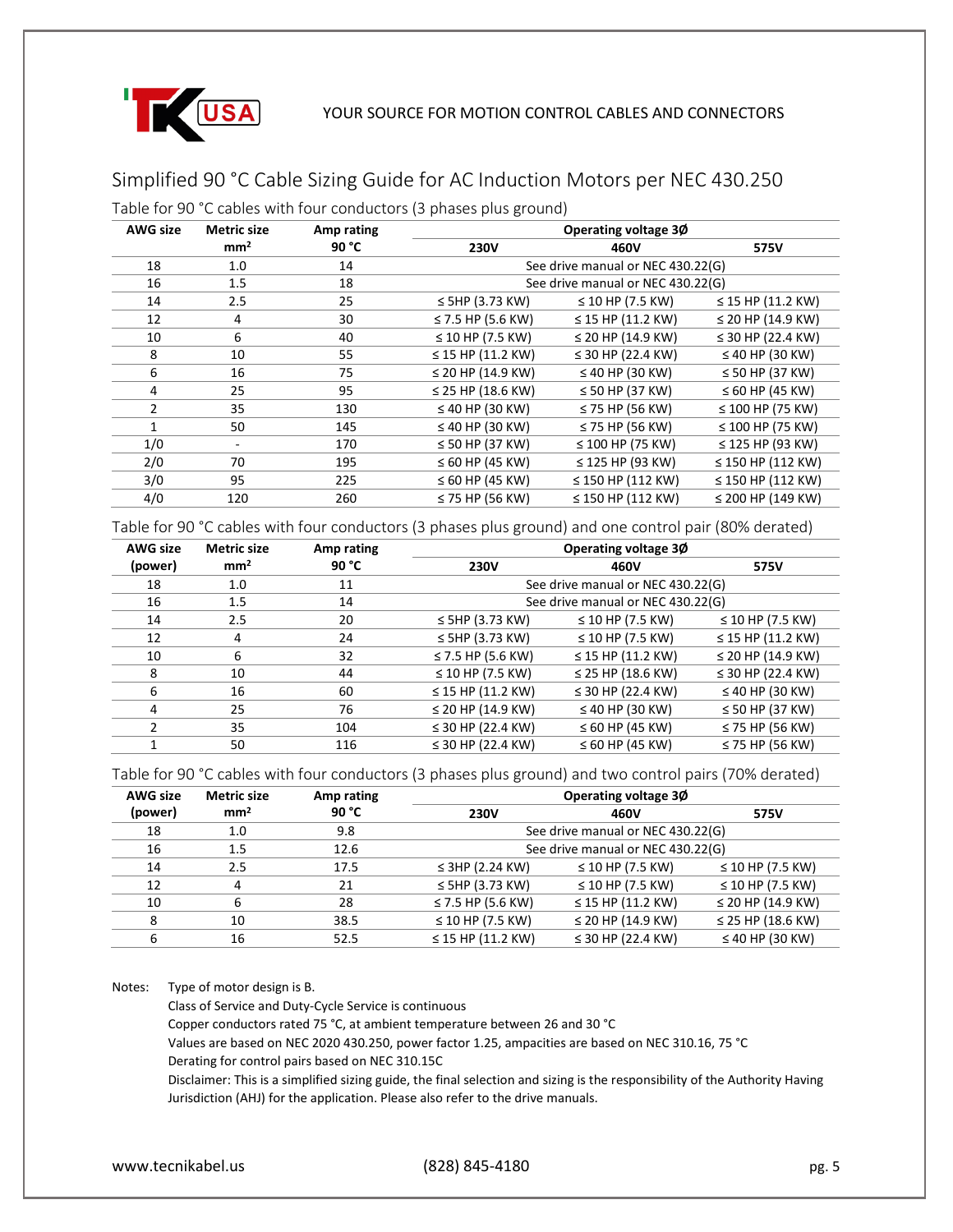# Simplified 90 °C Cable Sizing Guide for AC Induction Motors per NEC 430.250

Table for 90 °C cables with four conductors (3 phases plus ground)

| AWG size | Metric size mm² | Amp rating 90 °C | Operating voltage 3Ø | | |
|---|---|---|---|---|---|
| | | | 230V | 460V | 575V |
| 18 | 1.0 | 14 | See drive manual or NEC 430.22(G) | | |
| 16 | 1.5 | 18 | See drive manual or NEC 430.22(G) | | |
| 14 | 2.5 | 25 | ≤ 5HP (3.73 KW) | ≤ 10 HP (7.5 KW) | ≤ 15 HP (11.2 KW) |
| 12 | 4 | 30 | ≤ 7.5 HP (5.6 KW) | ≤ 15 HP (11.2 KW) | ≤ 20 HP (14.9 KW) |
| 10 | 6 | 40 | ≤ 10 HP (7.5 KW) | ≤ 20 HP (14.9 KW) | ≤ 30 HP (22.4 KW) |
| 8 | 10 | 55 | ≤ 15 HP (11.2 KW) | ≤ 30 HP (22.4 KW) | ≤ 40 HP (30 KW) |
| 6 | 16 | 75 | ≤ 20 HP (14.9 KW) | ≤ 40 HP (30 KW) | ≤ 50 HP (37 KW) |
| 4 | 25 | 95 | ≤ 25 HP (18.6 KW) | ≤ 50 HP (37 KW) | ≤ 60 HP (45 KW) |
| 2 | 35 | 130 | ≤ 40 HP (30 KW) | ≤ 75 HP (56 KW) | ≤ 100 HP (75 KW) |
| 1 | 50 | 145 | ≤ 40 HP (30 KW) | ≤ 75 HP (56 KW) | ≤ 100 HP (75 KW) |
| 1/0 | - | 170 | ≤ 50 HP (37 KW) | ≤ 100 HP (75 KW) | ≤ 125 HP (93 KW) |
| 2/0 | 70 | 195 | ≤ 60 HP (45 KW) | ≤ 125 HP (93 KW) | ≤ 150 HP (112 KW) |
| 3/0 | 95 | 225 | ≤ 60 HP (45 KW) | ≤ 150 HP (112 KW) | ≤ 150 HP (112 KW) |
| 4/0 | 120 | 260 | ≤ 75 HP (56 KW) | ≤ 150 HP (112 KW) | ≤ 200 HP (149 KW) |

Table for 90 °C cables with four conductors (3 phases plus ground) and one control pair (80% derated)

| AWG size (power) | Metric size mm² | Amp rating 90 °C | Operating voltage 3Ø | | |
|---|---|---|---|---|---|
| | | | 230V | 460V | 575V |
| 18 | 1.0 | 11 | See drive manual or NEC 430.22(G) | | |
| 16 | 1.5 | 14 | See drive manual or NEC 430.22(G) | | |
| 14 | 2.5 | 20 | ≤ 5HP (3.73 KW) | ≤ 10 HP (7.5 KW) | ≤ 10 HP (7.5 KW) |
| 12 | 4 | 24 | ≤ 5HP (3.73 KW) | ≤ 10 HP (7.5 KW) | ≤ 15 HP (11.2 KW) |
| 10 | 6 | 32 | ≤ 7.5 HP (5.6 KW) | ≤ 15 HP (11.2 KW) | ≤ 20 HP (14.9 KW) |
| 8 | 10 | 44 | ≤ 10 HP (7.5 KW) | ≤ 25 HP (18.6 KW) | ≤ 30 HP (22.4 KW) |
| 6 | 16 | 60 | ≤ 15 HP (11.2 KW) | ≤ 30 HP (22.4 KW) | ≤ 40 HP (30 KW) |
| 4 | 25 | 76 | ≤ 20 HP (14.9 KW) | ≤ 40 HP (30 KW) | ≤ 50 HP (37 KW) |
| 2 | 35 | 104 | ≤ 30 HP (22.4 KW) | ≤ 60 HP (45 KW) | ≤ 75 HP (56 KW) |
| 1 | 50 | 116 | ≤ 30 HP (22.4 KW) | ≤ 60 HP (45 KW) | ≤ 75 HP (56 KW) |

Table for 90 °C cables with four conductors (3 phases plus ground) and two control pairs (70% derated)

| AWG size (power) | Metric size mm² | Amp rating 90 °C | Operating voltage 3Ø | | |
|---|---|---|---|---|---|
| | | | 230V | 460V | 575V |
| 18 | 1.0 | 9.8 | See drive manual or NEC 430.22(G) | | |
| 16 | 1.5 | 12.6 | See drive manual or NEC 430.22(G) | | |
| 14 | 2.5 | 17.5 | ≤ 3HP (2.24 KW) | ≤ 10 HP (7.5 KW) | ≤ 10 HP (7.5 KW) |
| 12 | 4 | 21 | ≤ 5HP (3.73 KW) | ≤ 10 HP (7.5 KW) | ≤ 10 HP (7.5 KW) |
| 10 | 6 | 28 | ≤ 7.5 HP (5.6 KW) | ≤ 15 HP (11.2 KW) | ≤ 20 HP (14.9 KW) |
| 8 | 10 | 38.5 | ≤ 10 HP (7.5 KW) | ≤ 20 HP (14.9 KW) | ≤ 25 HP (18.6 KW) |
| 6 | 16 | 52.5 | ≤ 15 HP (11.2 KW) | ≤ 30 HP (22.4 KW) | ≤ 40 HP (30 KW) |

Notes: Type of motor design is B.
Class of Service and Duty-Cycle Service is continuous
Copper conductors rated 75 °C, at ambient temperature between 26 and 30 °C
Values are based on NEC 2020 430.250, power factor 1.25, ampacities are based on NEC 310.16, 75 °C
Derating for control pairs based on NEC 310.15C
Disclaimer: This is a simplified sizing guide, the final selection and sizing is the responsibility of the Authority Having Jurisdiction (AHJ) for the application. Please also refer to the drive manuals.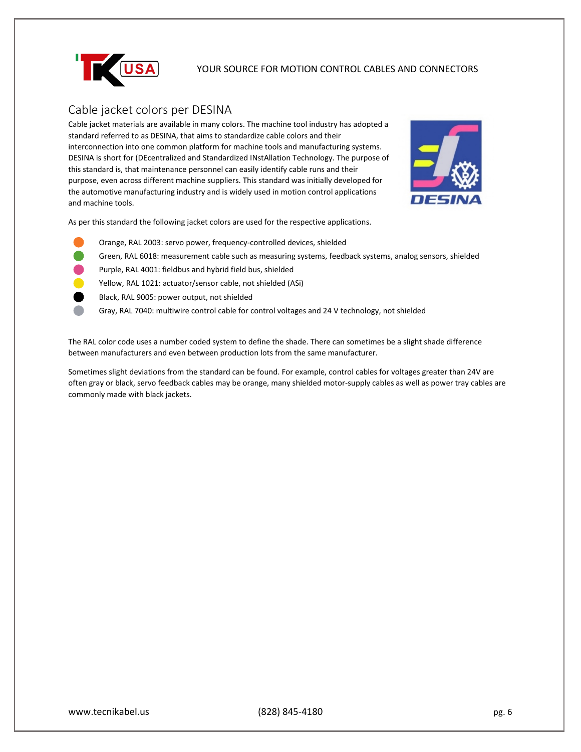## Cable jacket colors per DESINA

Cable jacket materials are available in many colors. The machine tool industry has adopted a standard referred to as DESINA, that aims to standardize cable colors and their interconnection into one common platform for machine tools and manufacturing systems. DESINA is short for (DEcentralized and Standardized INstAllation Technology. The purpose of this standard is, that maintenance personnel can easily identify cable runs and their purpose, even across different machine suppliers. This standard was initially developed for the automotive manufacturing industry and is widely used in motion control applications and machine tools.

As per this standard the following jacket colors are used for the respective applications.

- Orange, RAL 2003: servo power, frequency-controlled devices, shielded
- Green, RAL 6018: measurement cable such as measuring systems, feedback systems, analog sensors, shielded
- Purple, RAL 4001: fieldbus and hybrid field bus, shielded
- Yellow, RAL 1021: actuator/sensor cable, not shielded (ASi)
- Black, RAL 9005: power output, not shielded
- Gray, RAL 7040: multiwire control cable for control voltages and 24 V technology, not shielded

The RAL color code uses a number coded system to define the shade. There can sometimes be a slight shade difference between manufacturers and even between production lots from the same manufacturer.

Sometimes slight deviations from the standard can be found. For example, control cables for voltages greater than 24V are often gray or black, servo feedback cables may be orange, many shielded motor-supply cables as well as power tray cables are commonly made with black jackets.